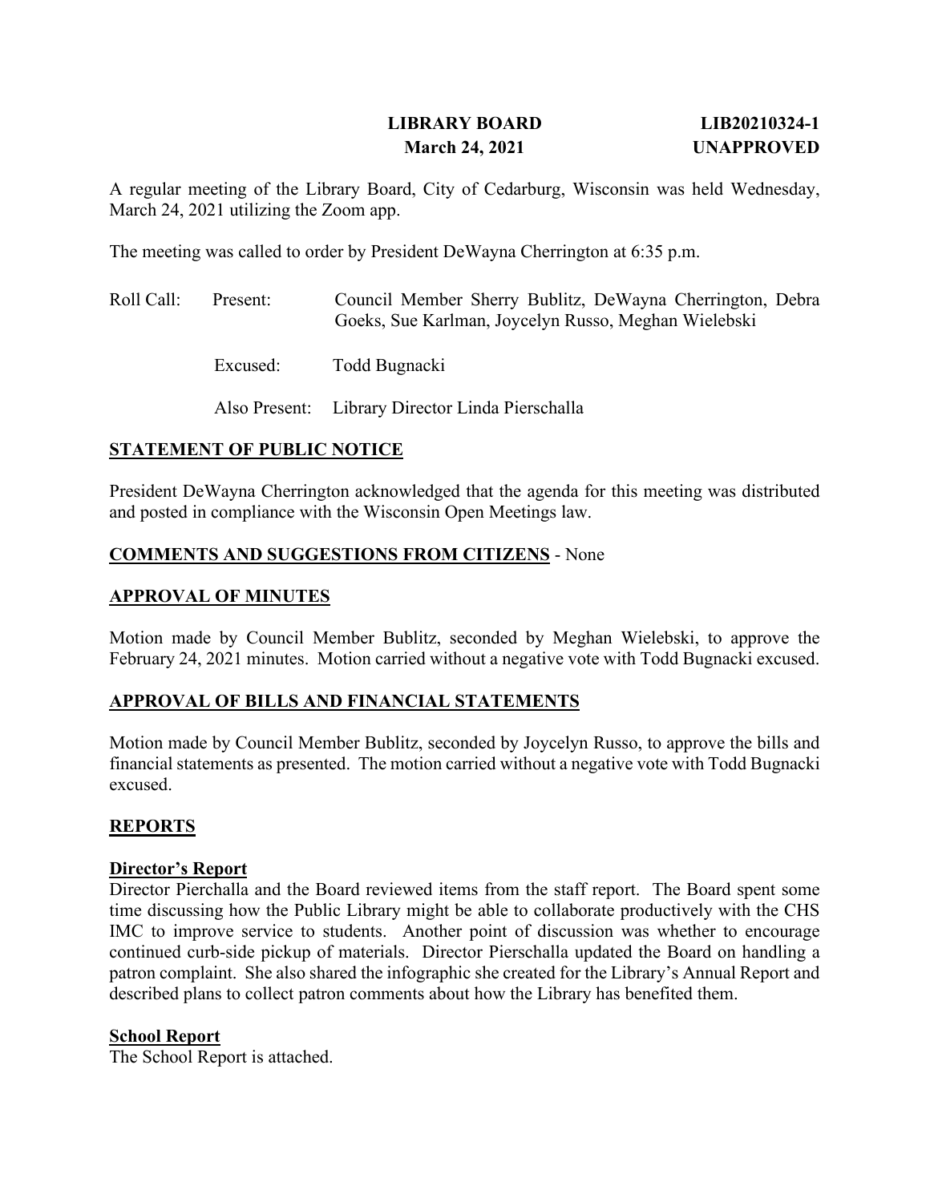**LIBRARY BOARD** **LIB20210324-1**
**March 24, 2021** **UNAPPROVED**

A regular meeting of the Library Board, City of Cedarburg, Wisconsin was held Wednesday, March 24, 2021 utilizing the Zoom app.

The meeting was called to order by President DeWayna Cherrington at 6:35 p.m.

Roll Call: Present: Council Member Sherry Bublitz, DeWayna Cherrington, Debra Goeks, Sue Karlman, Joycelyn Russo, Meghan Wielebski

Excused: Todd Bugnacki

Also Present: Library Director Linda Pierschalla

## STATEMENT OF PUBLIC NOTICE

President DeWayna Cherrington acknowledged that the agenda for this meeting was distributed and posted in compliance with the Wisconsin Open Meetings law.

## COMMENTS AND SUGGESTIONS FROM CITIZENS - None

## APPROVAL OF MINUTES

Motion made by Council Member Bublitz, seconded by Meghan Wielebski, to approve the February 24, 2021 minutes. Motion carried without a negative vote with Todd Bugnacki excused.

## APPROVAL OF BILLS AND FINANCIAL STATEMENTS

Motion made by Council Member Bublitz, seconded by Joycelyn Russo, to approve the bills and financial statements as presented. The motion carried without a negative vote with Todd Bugnacki excused.

## REPORTS

### Director's Report

Director Pierchalla and the Board reviewed items from the staff report. The Board spent some time discussing how the Public Library might be able to collaborate productively with the CHS IMC to improve service to students. Another point of discussion was whether to encourage continued curb-side pickup of materials. Director Pierschalla updated the Board on handling a patron complaint. She also shared the infographic she created for the Library's Annual Report and described plans to collect patron comments about how the Library has benefited them.

### School Report

The School Report is attached.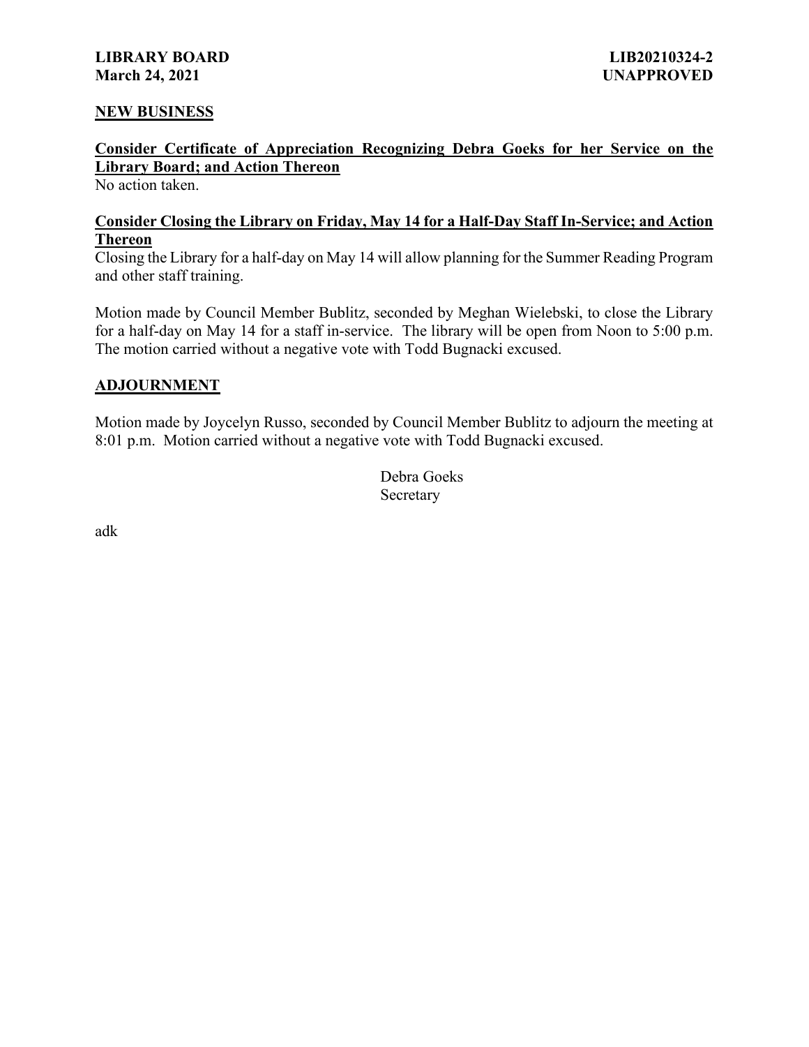## NEW BUSINESS

**Consider Certificate of Appreciation Recognizing Debra Goeks for her Service on the Library Board; and Action Thereon**

No action taken.

**Consider Closing the Library on Friday, May 14 for a Half-Day Staff In-Service; and Action Thereon**

Closing the Library for a half-day on May 14 will allow planning for the Summer Reading Program and other staff training.

Motion made by Council Member Bublitz, seconded by Meghan Wielebski, to close the Library for a half-day on May 14 for a staff in-service. The library will be open from Noon to 5:00 p.m. The motion carried without a negative vote with Todd Bugnacki excused.

## ADJOURNMENT

Motion made by Joycelyn Russo, seconded by Council Member Bublitz to adjourn the meeting at 8:01 p.m. Motion carried without a negative vote with Todd Bugnacki excused.

Debra Goeks
Secretary

adk